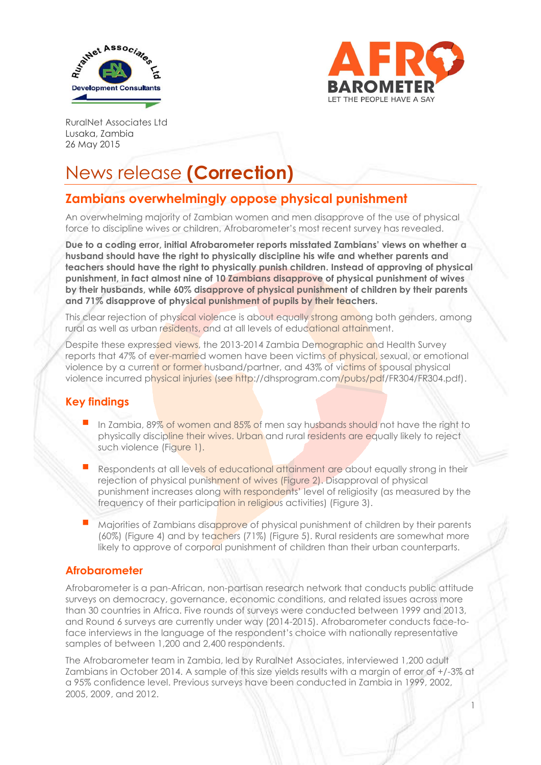RuralNet Associates Ltd
Lusaka, Zambia
26 May 2015

# News release **(Correction)**

## Zambians overwhelmingly oppose physical punishment

An overwhelming majority of Zambian women and men disapprove of the use of physical force to discipline wives or children, Afrobarometer's most recent survey has revealed.

**Due to a coding error, initial Afrobarometer reports misstated Zambians' views on whether a husband should have the right to physically discipline his wife and whether parents and teachers should have the right to physically punish children. Instead of approving of physical punishment, in fact almost nine of 10 Zambians disapprove of physical punishment of wives by their husbands, while 60% disapprove of physical punishment of children by their parents and 71% disapprove of physical punishment of pupils by their teachers.**

This clear rejection of physical violence is about equally strong among both genders, among rural as well as urban residents, and at all levels of educational attainment.

Despite these expressed views, the 2013-2014 Zambia Demographic and Health Survey reports that 47% of ever-married women have been victims of physical, sexual, or emotional violence by a current or former husband/partner, and 43% of victims of spousal physical violence incurred physical injuries (see http://dhsprogram.com/pubs/pdf/FR304/FR304.pdf).

### Key findings

- In Zambia, 89% of women and 85% of men say husbands should not have the right to physically discipline their wives. Urban and rural residents are equally likely to reject such violence (Figure 1).
- Respondents at all levels of educational attainment are about equally strong in their rejection of physical punishment of wives (Figure 2). Disapproval of physical punishment increases along with respondents' level of religiosity (as measured by the frequency of their participation in religious activities) (Figure 3).
- Majorities of Zambians disapprove of physical punishment of children by their parents (60%) (Figure 4) and by teachers (71%) (Figure 5). Rural residents are somewhat more likely to approve of corporal punishment of children than their urban counterparts.

### Afrobarometer

Afrobarometer is a pan-African, non-partisan research network that conducts public attitude surveys on democracy, governance, economic conditions, and related issues across more than 30 countries in Africa. Five rounds of surveys were conducted between 1999 and 2013, and Round 6 surveys are currently under way (2014-2015). Afrobarometer conducts face-to-face interviews in the language of the respondent's choice with nationally representative samples of between 1,200 and 2,400 respondents.

The Afrobarometer team in Zambia, led by RuralNet Associates, interviewed 1,200 adult Zambians in October 2014. A sample of this size yields results with a margin of error of +/-3% at a 95% confidence level. Previous surveys have been conducted in Zambia in 1999, 2002, 2005, 2009, and 2012.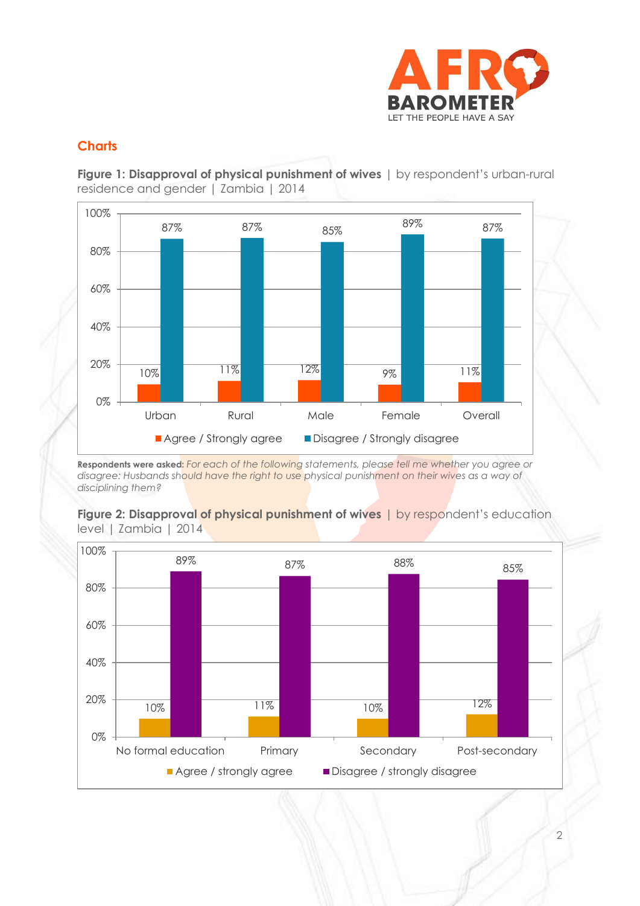## Charts

**Figure 1: Disapproval of physical punishment of wives** | by respondent's urban-rural residence and gender | Zambia | 2014

| | Agree / Strongly agree | Disagree / Strongly disagree |
|---|---|---|
| Urban | 10% | 87% |
| Rural | 11% | 87% |
| Male | 12% | 85% |
| Female | 9% | 89% |
| Overall | 11% | 87% |

**Respondents were asked:** *For each of the following statements, please tell me whether you agree or disagree: Husbands should have the right to use physical punishment on their wives as a way of disciplining them?*

**Figure 2: Disapproval of physical punishment of wives** | by respondent's education level | Zambia | 2014

| | Agree / strongly agree | Disagree / strongly disagree |
|---|---|---|
| No formal education | 10% | 89% |
| Primary | 11% | 87% |
| Secondary | 10% | 88% |
| Post-secondary | 12% | 85% |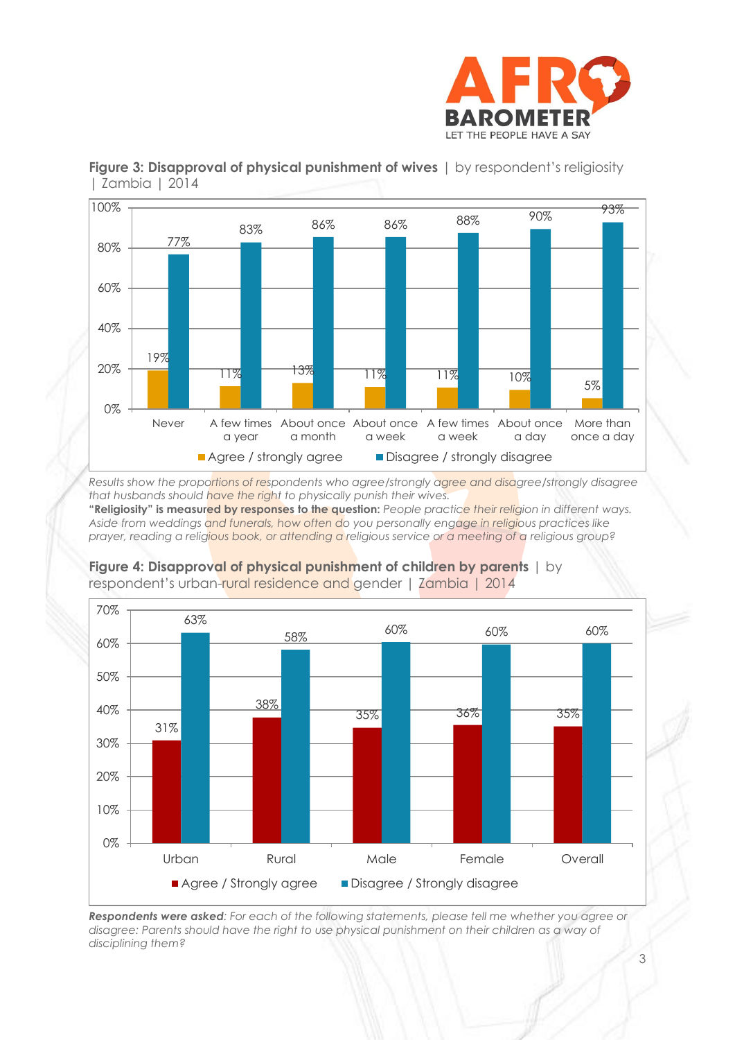**Figure 3: Disapproval of physical punishment of wives** | by respondent's religiosity | Zambia | 2014

| | Never | A few times a year | About once a month | About once a week | A few times a week | About once a day | More than once a day |
|---|---|---|---|---|---|---|---|
| Agree / strongly agree | 19% | 11% | 13% | 11% | 11% | 10% | 5% |
| Disagree / strongly disagree | 77% | 83% | 86% | 86% | 88% | 90% | 93% |

*Results show the proportions of respondents who agree/strongly agree and disagree/strongly disagree that husbands should have the right to physically punish their wives.*
**"Religiosity" is measured by responses to the question:** *People practice their religion in different ways. Aside from weddings and funerals, how often do you personally engage in religious practices like prayer, reading a religious book, or attending a religious service or a meeting of a religious group?*

**Figure 4: Disapproval of physical punishment of children by parents** | by respondent's urban-rural residence and gender | Zambia | 2014

| | Urban | Rural | Male | Female | Overall |
|---|---|---|---|---|---|
| Agree / Strongly agree | 31% | 38% | 35% | 36% | 35% |
| Disagree / Strongly disagree | 63% | 58% | 60% | 60% | 60% |

***Respondents were asked****: For each of the following statements, please tell me whether you agree or disagree: Parents should have the right to use physical punishment on their children as a way of disciplining them?*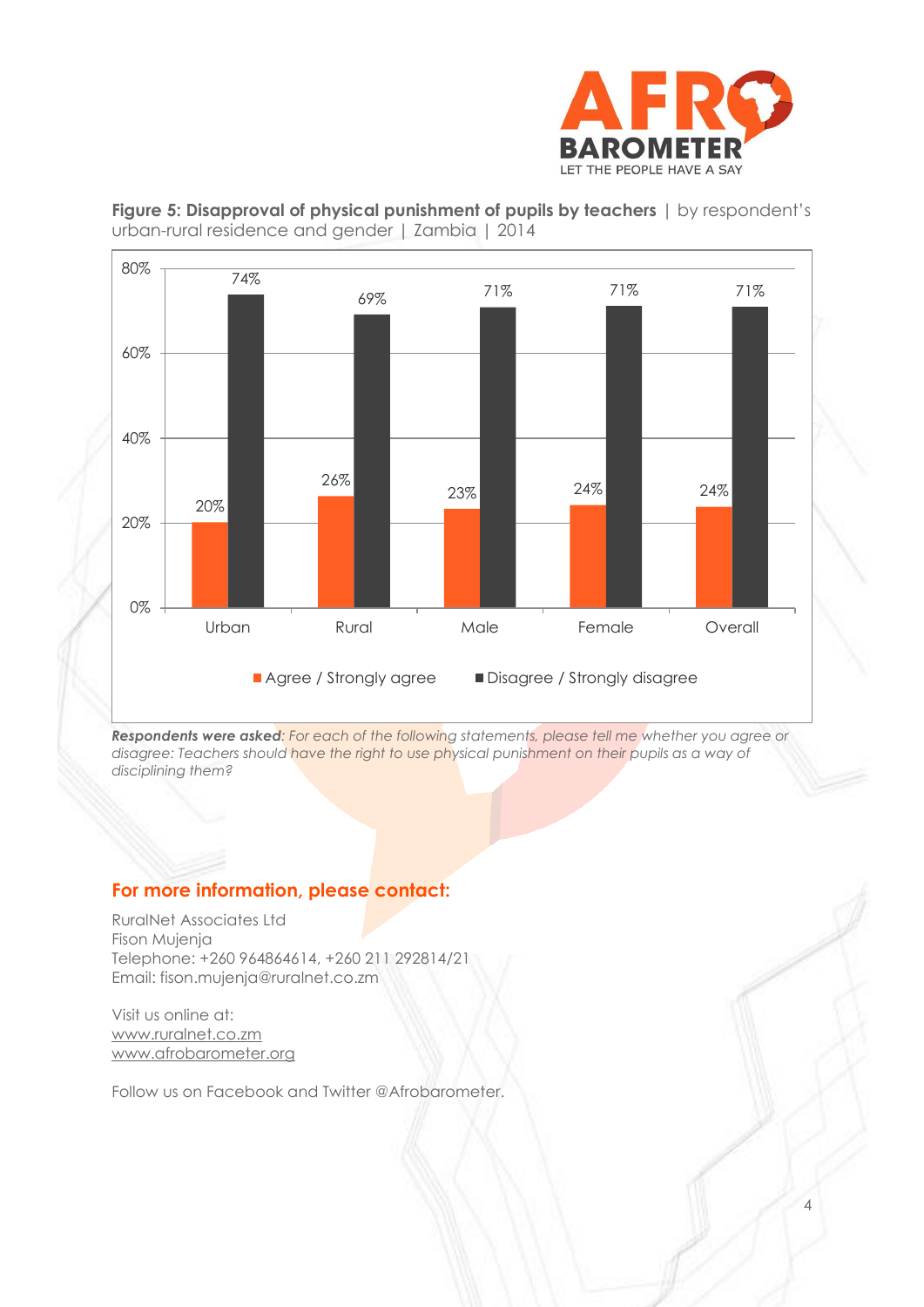**Figure 5: Disapproval of physical punishment of pupils by teachers** | by respondent's urban-rural residence and gender | Zambia | 2014

80%
60%
40%
20%
0%

74%
69%
71%
71%
71%
20%
26%
23%
24%
24%

Urban
Rural
Male
Female
Overall

Agree / Strongly agree
Disagree / Strongly disagree

***Respondents were asked**: For each of the following statements, please tell me whether you agree or disagree: Teachers should have the right to use physical punishment on their pupils as a way of disciplining them?*

## For more information, please contact:

RuralNet Associates Ltd
Fison Mujenja
Telephone: +260 964864614, +260 211 292814/21
Email: fison.mujenja@ruralnet.co.zm

Visit us online at:
www.ruralnet.co.zm
www.afrobarometer.org

Follow us on Facebook and Twitter @Afrobarometer.